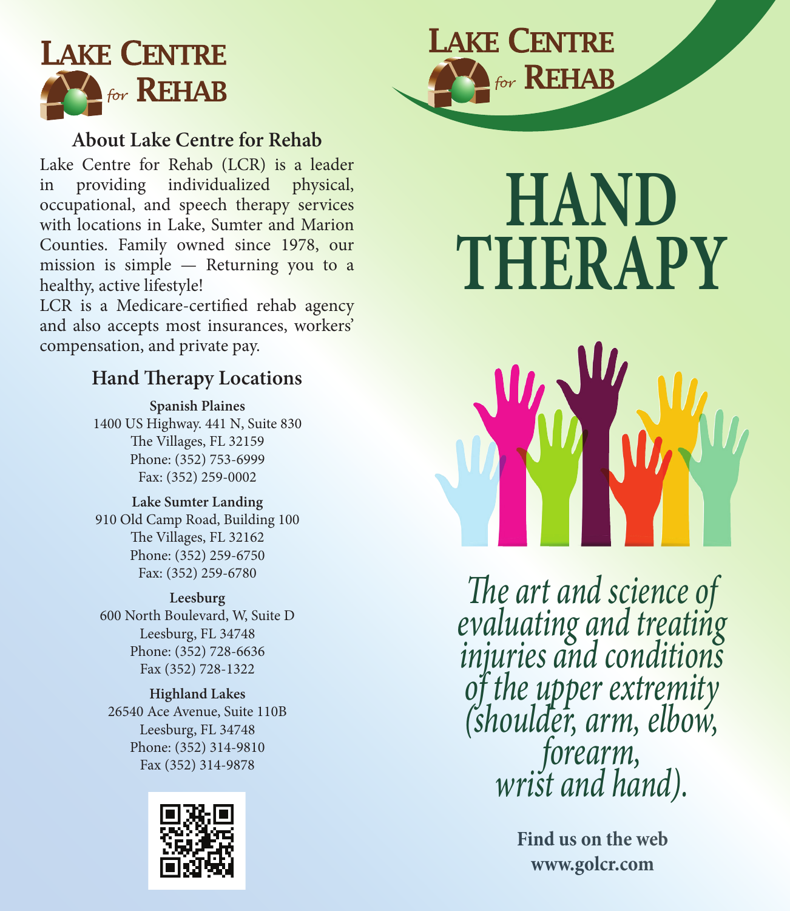# Lake Centre for Rehab

## About Lake Centre for Rehab

Lake Centre for Rehab (LCR) is a leader in providing individualized physical, occupational, and speech therapy services with locations in Lake, Sumter and Marion Counties. Family owned since 1978, our mission is simple — Returning you to a healthy, active lifestyle!

LCR is a Medicare-certified rehab agency and also accepts most insurances, workers' compensation, and private pay.

## Hand Therapy Locations

**Spanish Plaines**
1400 US Highway. 441 N, Suite 830
The Villages, FL 32159
Phone: (352) 753-6999
Fax: (352) 259-0002

**Lake Sumter Landing**
910 Old Camp Road, Building 100
The Villages, FL 32162
Phone: (352) 259-6750
Fax: (352) 259-6780

**Leesburg**
600 North Boulevard, W, Suite D
Leesburg, FL 34748
Phone: (352) 728-6636
Fax (352) 728-1322

**Highland Lakes**
26540 Ace Avenue, Suite 110B
Leesburg, FL 34748
Phone: (352) 314-9810
Fax (352) 314-9878

# Lake Centre for Rehab

# HAND THERAPY

*The art and science of evaluating and treating injuries and conditions of the upper extremity (shoulder, arm, elbow, forearm, wrist and hand).*

**Find us on the web**
**www.golcr.com**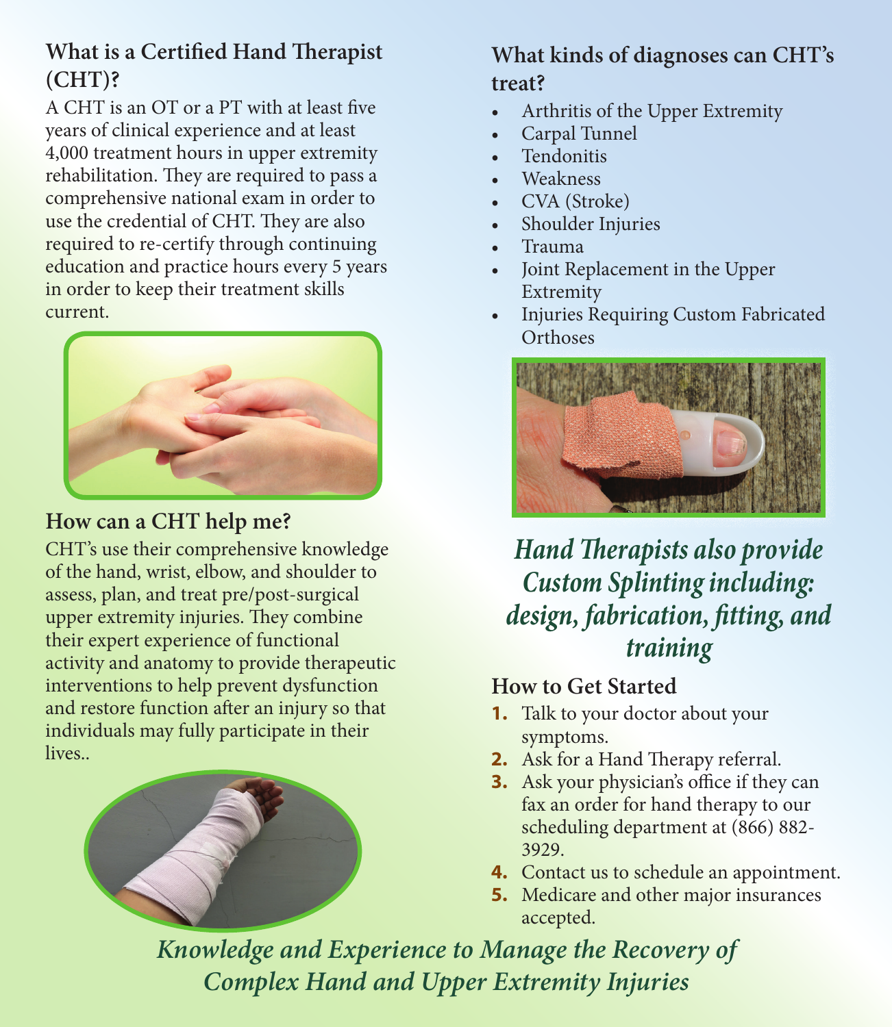## What is a Certified Hand Therapist (CHT)?

A CHT is an OT or a PT with at least five years of clinical experience and at least 4,000 treatment hours in upper extremity rehabilitation. They are required to pass a comprehensive national exam in order to use the credential of CHT. They are also required to re-certify through continuing education and practice hours every 5 years in order to keep their treatment skills current.

## How can a CHT help me?

CHT's use their comprehensive knowledge of the hand, wrist, elbow, and shoulder to assess, plan, and treat pre/post-surgical upper extremity injuries. They combine their expert experience of functional activity and anatomy to provide therapeutic interventions to help prevent dysfunction and restore function after an injury so that individuals may fully participate in their lives..

## What kinds of diagnoses can CHT's treat?

- Arthritis of the Upper Extremity
- Carpal Tunnel
- Tendonitis
- Weakness
- CVA (Stroke)
- Shoulder Injuries
- Trauma
- Joint Replacement in the Upper Extremity
- Injuries Requiring Custom Fabricated Orthoses

***Hand Therapists also provide Custom Splinting including: design, fabrication, fitting, and training***

## How to Get Started

1. Talk to your doctor about your symptoms.
2. Ask for a Hand Therapy referral.
3. Ask your physician's office if they can fax an order for hand therapy to our scheduling department at (866) 882-3929.
4. Contact us to schedule an appointment.
5. Medicare and other major insurances accepted.

***Knowledge and Experience to Manage the Recovery of Complex Hand and Upper Extremity Injuries***